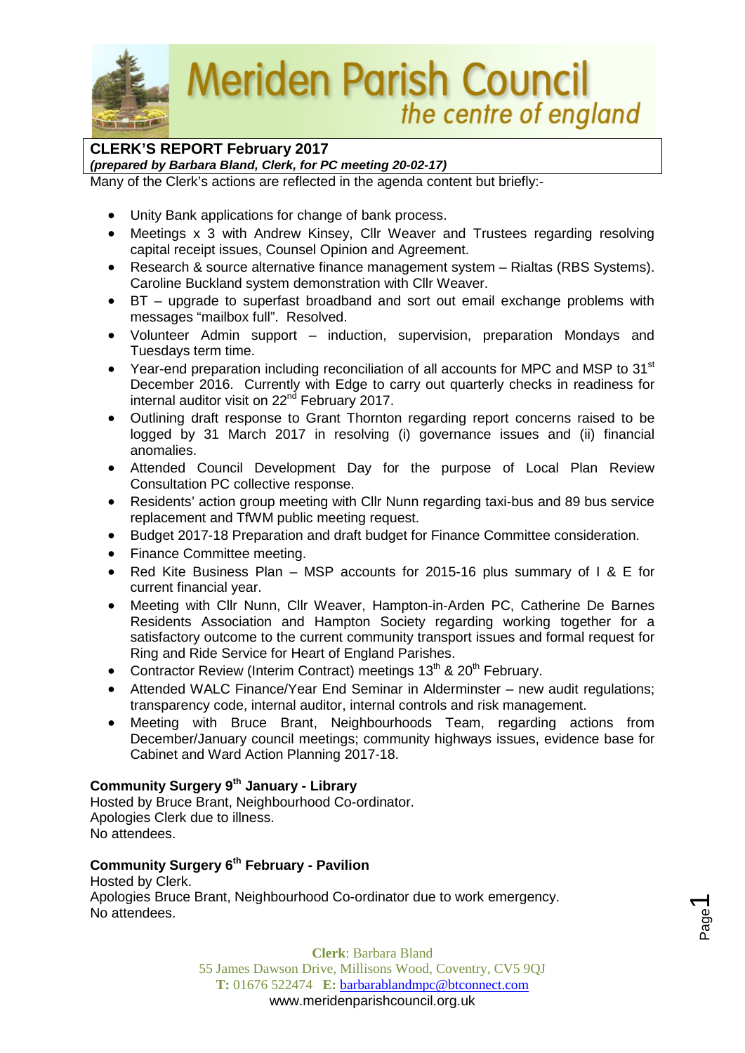# Meriden Parish Council
*the centre of england*

## CLERK'S REPORT February 2017

***(prepared by Barbara Bland, Clerk, for PC meeting 20-02-17)***

Many of the Clerk's actions are reflected in the agenda content but briefly:-

- Unity Bank applications for change of bank process.
- Meetings x 3 with Andrew Kinsey, Cllr Weaver and Trustees regarding resolving capital receipt issues, Counsel Opinion and Agreement.
- Research & source alternative finance management system – Rialtas (RBS Systems). Caroline Buckland system demonstration with Cllr Weaver.
- BT – upgrade to superfast broadband and sort out email exchange problems with messages "mailbox full". Resolved.
- Volunteer Admin support – induction, supervision, preparation Mondays and Tuesdays term time.
- Year-end preparation including reconciliation of all accounts for MPC and MSP to 31st December 2016. Currently with Edge to carry out quarterly checks in readiness for internal auditor visit on 22nd February 2017.
- Outlining draft response to Grant Thornton regarding report concerns raised to be logged by 31 March 2017 in resolving (i) governance issues and (ii) financial anomalies.
- Attended Council Development Day for the purpose of Local Plan Review Consultation PC collective response.
- Residents' action group meeting with Cllr Nunn regarding taxi-bus and 89 bus service replacement and TfWM public meeting request.
- Budget 2017-18 Preparation and draft budget for Finance Committee consideration.
- Finance Committee meeting.
- Red Kite Business Plan – MSP accounts for 2015-16 plus summary of I & E for current financial year.
- Meeting with Cllr Nunn, Cllr Weaver, Hampton-in-Arden PC, Catherine De Barnes Residents Association and Hampton Society regarding working together for a satisfactory outcome to the current community transport issues and formal request for Ring and Ride Service for Heart of England Parishes.
- Contractor Review (Interim Contract) meetings 13th & 20th February.
- Attended WALC Finance/Year End Seminar in Alderminster – new audit regulations; transparency code, internal auditor, internal controls and risk management.
- Meeting with Bruce Brant, Neighbourhoods Team, regarding actions from December/January council meetings; community highways issues, evidence base for Cabinet and Ward Action Planning 2017-18.

### Community Surgery 9th January - Library

Hosted by Bruce Brant, Neighbourhood Co-ordinator.
Apologies Clerk due to illness.
No attendees.

### Community Surgery 6th February - Pavilion

Hosted by Clerk.
Apologies Bruce Brant, Neighbourhood Co-ordinator due to work emergency.
No attendees.

**Clerk**: Barbara Bland
55 James Dawson Drive, Millisons Wood, Coventry, CV5 9QJ
**T:** 01676 522474 **E:** barbarablandmpc@btconnect.com
www.meridenparishcouncil.org.uk